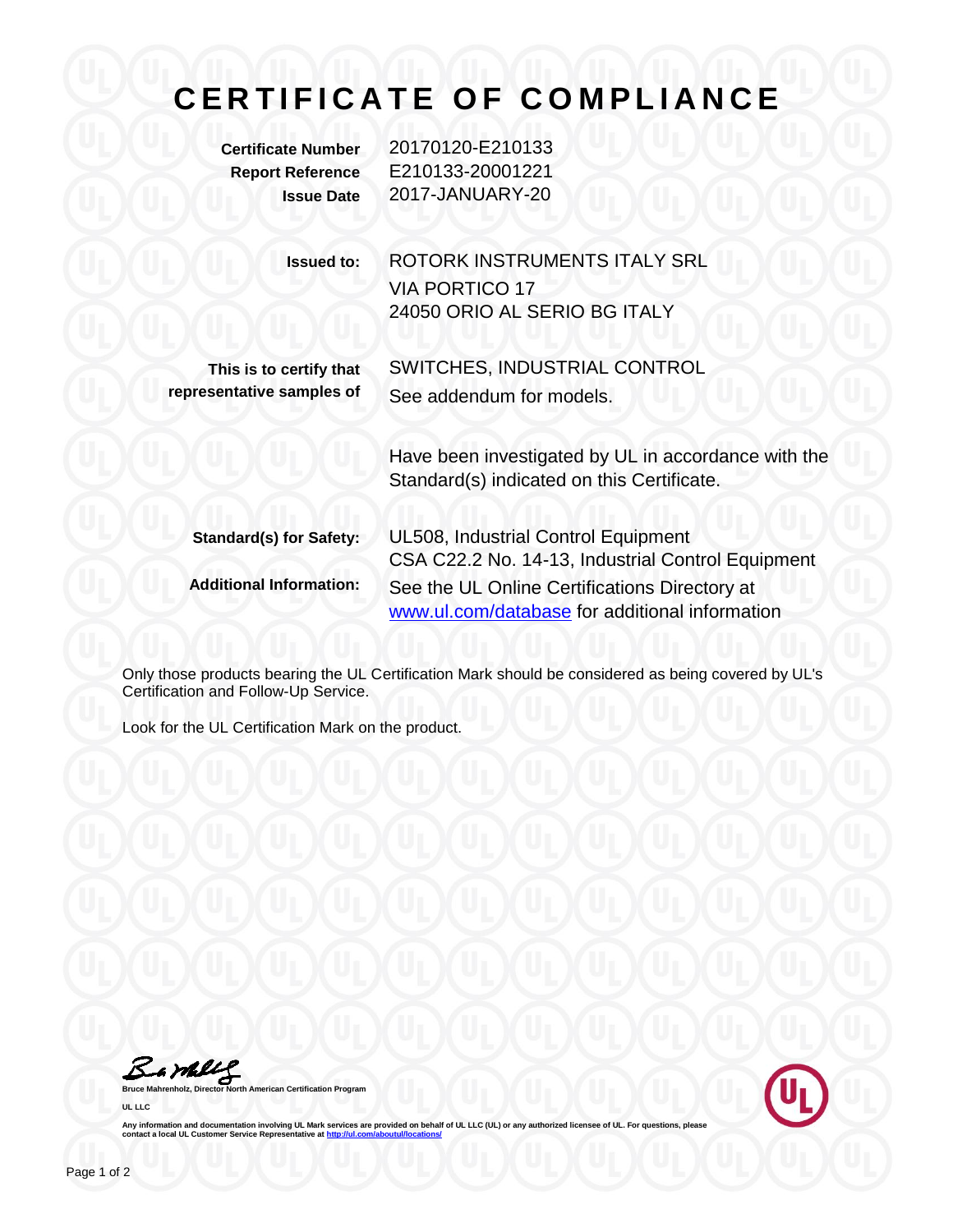# CERTIFICATE OF COMPLIANCE

**Certificate Number** 20170120-E210133
**Report Reference** E210133-20001221
**Issue Date** 2017-JANUARY-20

**Issued to:** ROTORK INSTRUMENTS ITALY SRL
VIA PORTICO 17
24050 ORIO AL SERIO BG ITALY

**This is to certify that representative samples of** SWITCHES, INDUSTRIAL CONTROL
See addendum for models.

Have been investigated by UL in accordance with the Standard(s) indicated on this Certificate.

**Standard(s) for Safety:** UL508, Industrial Control Equipment
CSA C22.2 No. 14-13, Industrial Control Equipment

**Additional Information:** See the UL Online Certifications Directory at www.ul.com/database for additional information

Only those products bearing the UL Certification Mark should be considered as being covered by UL's Certification and Follow-Up Service.

Look for the UL Certification Mark on the product.

**Bruce Mahrenholz, Director North American Certification Program**

**UL LLC**

**Any information and documentation involving UL Mark services are provided on behalf of UL LLC (UL) or any authorized licensee of UL. For questions, please contact a local UL Customer Service Representative at http://ul.com/aboutul/locations/**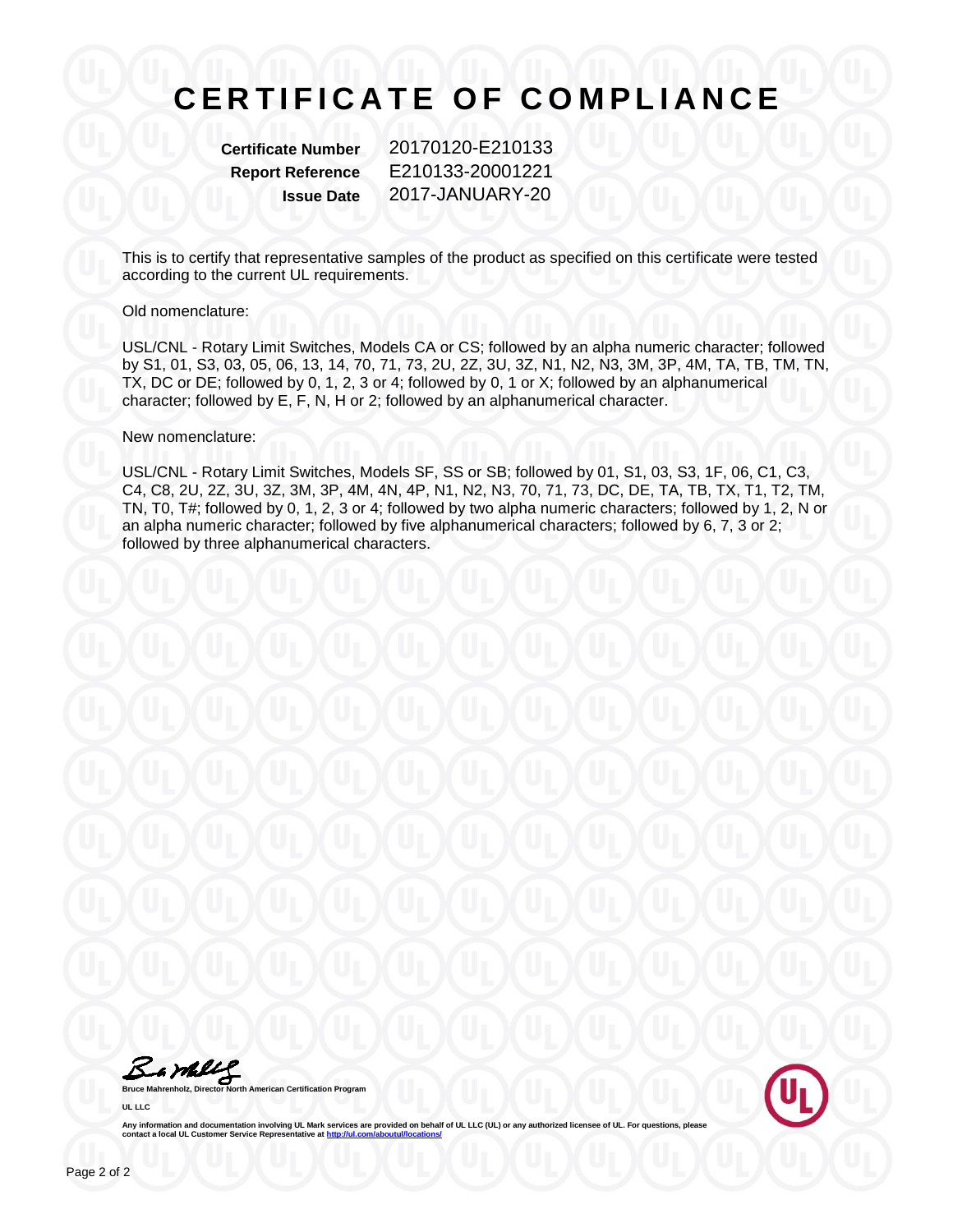# CERTIFICATE OF COMPLIANCE

**Certificate Number** 20170120-E210133
**Report Reference** E210133-20001221
**Issue Date** 2017-JANUARY-20

This is to certify that representative samples of the product as specified on this certificate were tested according to the current UL requirements.

Old nomenclature:

USL/CNL - Rotary Limit Switches, Models CA or CS; followed by an alpha numeric character; followed by S1, 01, S3, 03, 05, 06, 13, 14, 70, 71, 73, 2U, 2Z, 3U, 3Z, N1, N2, N3, 3M, 3P, 4M, TA, TB, TM, TN, TX, DC or DE; followed by 0, 1, 2, 3 or 4; followed by 0, 1 or X; followed by an alphanumerical character; followed by E, F, N, H or 2; followed by an alphanumerical character.

New nomenclature:

USL/CNL - Rotary Limit Switches, Models SF, SS or SB; followed by 01, S1, 03, S3, 1F, 06, C1, C3, C4, C8, 2U, 2Z, 3U, 3Z, 3M, 3P, 4M, 4N, 4P, N1, N2, N3, 70, 71, 73, DC, DE, TA, TB, TX, T1, T2, TM, TN, T0, T#; followed by 0, 1, 2, 3 or 4; followed by two alpha numeric characters; followed by 1, 2, N or an alpha numeric character; followed by five alphanumerical characters; followed by 6, 7, 3 or 2; followed by three alphanumerical characters.

**Bruce Mahrenholz, Director North American Certification Program**

**UL LLC**

**Any information and documentation involving UL Mark services are provided on behalf of UL LLC (UL) or any authorized licensee of UL. For questions, please contact a local UL Customer Service Representative at http://ul.com/aboutul/locations/**